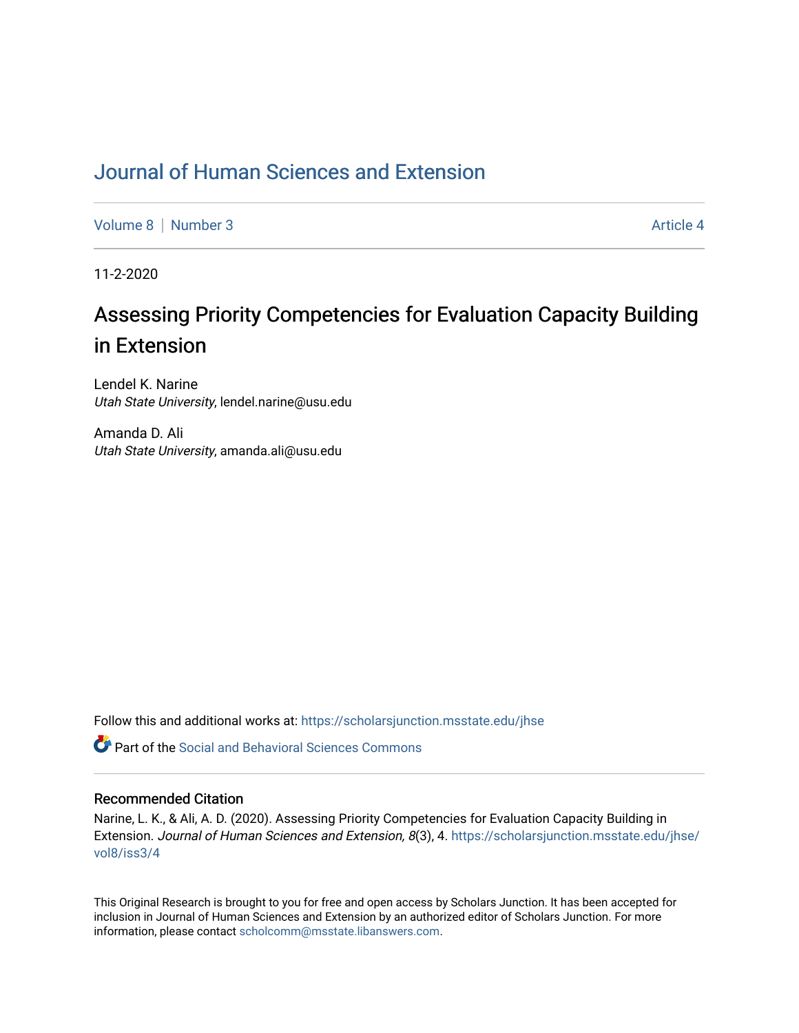# Journal of Human Sciences and Extension

Volume 8 | Number 3 Article 4

11-2-2020

## Assessing Priority Competencies for Evaluation Capacity Building in Extension

Lendel K. Narine
*Utah State University*, lendel.narine@usu.edu

Amanda D. Ali
*Utah State University*, amanda.ali@usu.edu

Follow this and additional works at: https://scholarsjunction.msstate.edu/jhse

Part of the Social and Behavioral Sciences Commons

### Recommended Citation

Narine, L. K., & Ali, A. D. (2020). Assessing Priority Competencies for Evaluation Capacity Building in Extension. *Journal of Human Sciences and Extension, 8*(3), 4. https://scholarsjunction.msstate.edu/jhse/vol8/iss3/4

This Original Research is brought to you for free and open access by Scholars Junction. It has been accepted for inclusion in Journal of Human Sciences and Extension by an authorized editor of Scholars Junction. For more information, please contact scholcomm@msstate.libanswers.com.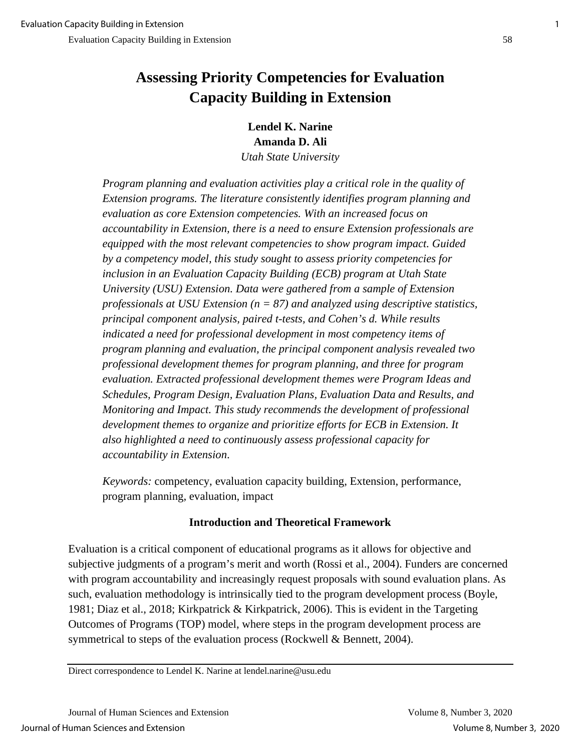# Assessing Priority Competencies for Evaluation Capacity Building in Extension

**Lendel K. Narine**
**Amanda D. Ali**
*Utah State University*

*Program planning and evaluation activities play a critical role in the quality of Extension programs. The literature consistently identifies program planning and evaluation as core Extension competencies. With an increased focus on accountability in Extension, there is a need to ensure Extension professionals are equipped with the most relevant competencies to show program impact. Guided by a competency model, this study sought to assess priority competencies for inclusion in an Evaluation Capacity Building (ECB) program at Utah State University (USU) Extension. Data were gathered from a sample of Extension professionals at USU Extension (n = 87) and analyzed using descriptive statistics, principal component analysis, paired t-tests, and Cohen's d. While results indicated a need for professional development in most competency items of program planning and evaluation, the principal component analysis revealed two professional development themes for program planning, and three for program evaluation. Extracted professional development themes were Program Ideas and Schedules, Program Design, Evaluation Plans, Evaluation Data and Results, and Monitoring and Impact. This study recommends the development of professional development themes to organize and prioritize efforts for ECB in Extension. It also highlighted a need to continuously assess professional capacity for accountability in Extension.*

*Keywords:* competency, evaluation capacity building, Extension, performance, program planning, evaluation, impact

## Introduction and Theoretical Framework

Evaluation is a critical component of educational programs as it allows for objective and subjective judgments of a program's merit and worth (Rossi et al., 2004). Funders are concerned with program accountability and increasingly request proposals with sound evaluation plans. As such, evaluation methodology is intrinsically tied to the program development process (Boyle, 1981; Diaz et al., 2018; Kirkpatrick & Kirkpatrick, 2006). This is evident in the Targeting Outcomes of Programs (TOP) model, where steps in the program development process are symmetrical to steps of the evaluation process (Rockwell & Bennett, 2004).

Direct correspondence to Lendel K. Narine at lendel.narine@usu.edu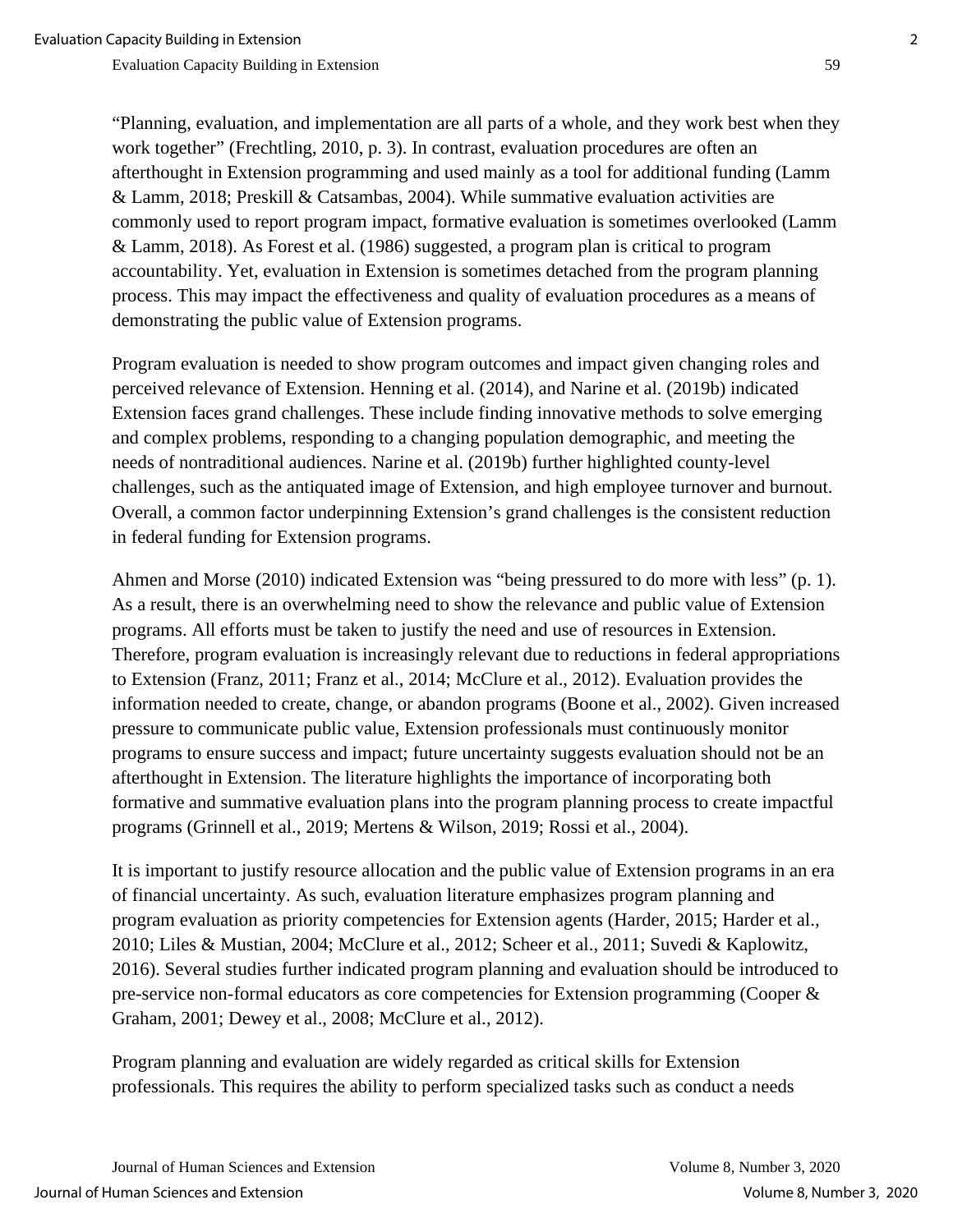"Planning, evaluation, and implementation are all parts of a whole, and they work best when they work together" (Frechtling, 2010, p. 3). In contrast, evaluation procedures are often an afterthought in Extension programming and used mainly as a tool for additional funding (Lamm & Lamm, 2018; Preskill & Catsambas, 2004). While summative evaluation activities are commonly used to report program impact, formative evaluation is sometimes overlooked (Lamm & Lamm, 2018). As Forest et al. (1986) suggested, a program plan is critical to program accountability. Yet, evaluation in Extension is sometimes detached from the program planning process. This may impact the effectiveness and quality of evaluation procedures as a means of demonstrating the public value of Extension programs.

Program evaluation is needed to show program outcomes and impact given changing roles and perceived relevance of Extension. Henning et al. (2014), and Narine et al. (2019b) indicated Extension faces grand challenges. These include finding innovative methods to solve emerging and complex problems, responding to a changing population demographic, and meeting the needs of nontraditional audiences. Narine et al. (2019b) further highlighted county-level challenges, such as the antiquated image of Extension, and high employee turnover and burnout. Overall, a common factor underpinning Extension's grand challenges is the consistent reduction in federal funding for Extension programs.

Ahmen and Morse (2010) indicated Extension was "being pressured to do more with less" (p. 1). As a result, there is an overwhelming need to show the relevance and public value of Extension programs. All efforts must be taken to justify the need and use of resources in Extension. Therefore, program evaluation is increasingly relevant due to reductions in federal appropriations to Extension (Franz, 2011; Franz et al., 2014; McClure et al., 2012). Evaluation provides the information needed to create, change, or abandon programs (Boone et al., 2002). Given increased pressure to communicate public value, Extension professionals must continuously monitor programs to ensure success and impact; future uncertainty suggests evaluation should not be an afterthought in Extension. The literature highlights the importance of incorporating both formative and summative evaluation plans into the program planning process to create impactful programs (Grinnell et al., 2019; Mertens & Wilson, 2019; Rossi et al., 2004).

It is important to justify resource allocation and the public value of Extension programs in an era of financial uncertainty. As such, evaluation literature emphasizes program planning and program evaluation as priority competencies for Extension agents (Harder, 2015; Harder et al., 2010; Liles & Mustian, 2004; McClure et al., 2012; Scheer et al., 2011; Suvedi & Kaplowitz, 2016). Several studies further indicated program planning and evaluation should be introduced to pre-service non-formal educators as core competencies for Extension programming (Cooper & Graham, 2001; Dewey et al., 2008; McClure et al., 2012).

Program planning and evaluation are widely regarded as critical skills for Extension professionals. This requires the ability to perform specialized tasks such as conduct a needs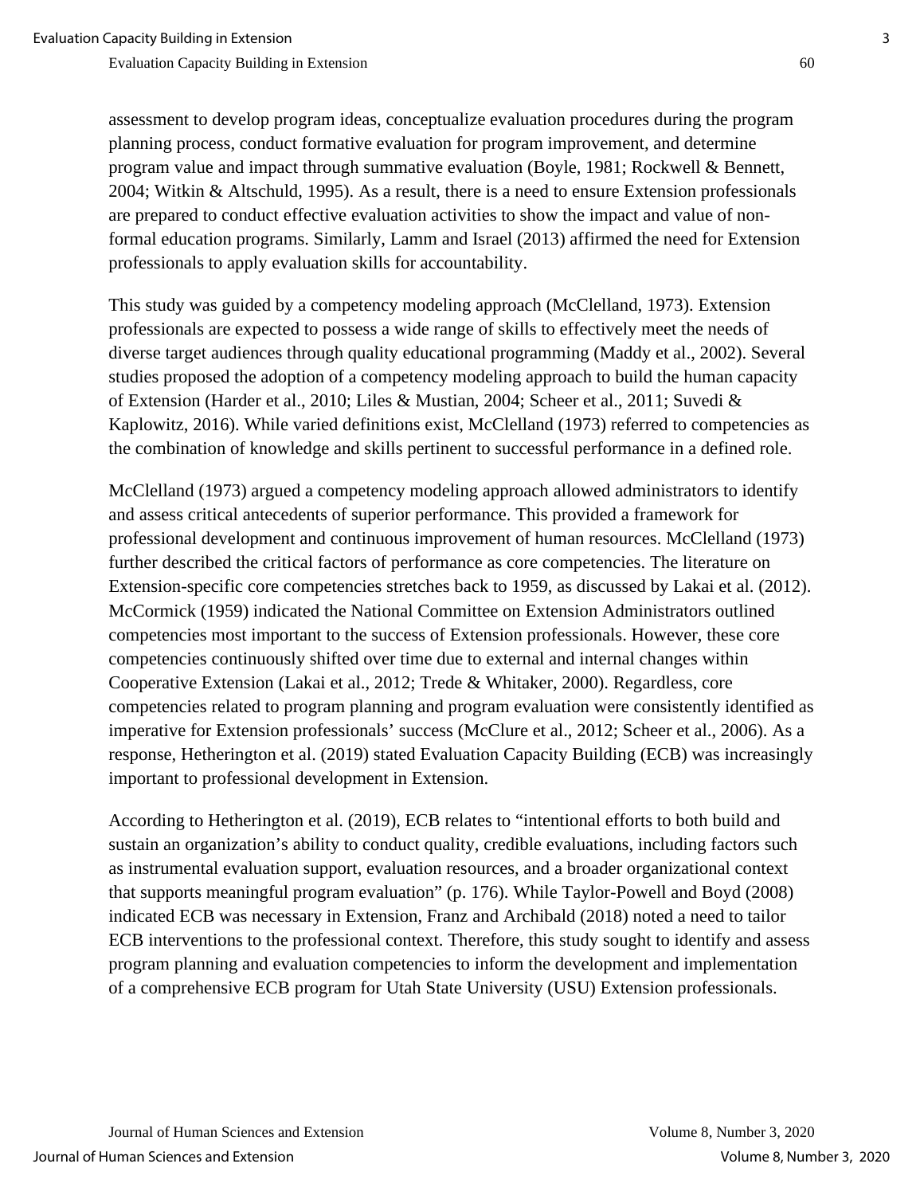assessment to develop program ideas, conceptualize evaluation procedures during the program planning process, conduct formative evaluation for program improvement, and determine program value and impact through summative evaluation (Boyle, 1981; Rockwell & Bennett, 2004; Witkin & Altschuld, 1995). As a result, there is a need to ensure Extension professionals are prepared to conduct effective evaluation activities to show the impact and value of non-formal education programs. Similarly, Lamm and Israel (2013) affirmed the need for Extension professionals to apply evaluation skills for accountability.

This study was guided by a competency modeling approach (McClelland, 1973). Extension professionals are expected to possess a wide range of skills to effectively meet the needs of diverse target audiences through quality educational programming (Maddy et al., 2002). Several studies proposed the adoption of a competency modeling approach to build the human capacity of Extension (Harder et al., 2010; Liles & Mustian, 2004; Scheer et al., 2011; Suvedi & Kaplowitz, 2016). While varied definitions exist, McClelland (1973) referred to competencies as the combination of knowledge and skills pertinent to successful performance in a defined role.

McClelland (1973) argued a competency modeling approach allowed administrators to identify and assess critical antecedents of superior performance. This provided a framework for professional development and continuous improvement of human resources. McClelland (1973) further described the critical factors of performance as core competencies. The literature on Extension-specific core competencies stretches back to 1959, as discussed by Lakai et al. (2012). McCormick (1959) indicated the National Committee on Extension Administrators outlined competencies most important to the success of Extension professionals. However, these core competencies continuously shifted over time due to external and internal changes within Cooperative Extension (Lakai et al., 2012; Trede & Whitaker, 2000). Regardless, core competencies related to program planning and program evaluation were consistently identified as imperative for Extension professionals' success (McClure et al., 2012; Scheer et al., 2006). As a response, Hetherington et al. (2019) stated Evaluation Capacity Building (ECB) was increasingly important to professional development in Extension.

According to Hetherington et al. (2019), ECB relates to "intentional efforts to both build and sustain an organization's ability to conduct quality, credible evaluations, including factors such as instrumental evaluation support, evaluation resources, and a broader organizational context that supports meaningful program evaluation" (p. 176). While Taylor-Powell and Boyd (2008) indicated ECB was necessary in Extension, Franz and Archibald (2018) noted a need to tailor ECB interventions to the professional context. Therefore, this study sought to identify and assess program planning and evaluation competencies to inform the development and implementation of a comprehensive ECB program for Utah State University (USU) Extension professionals.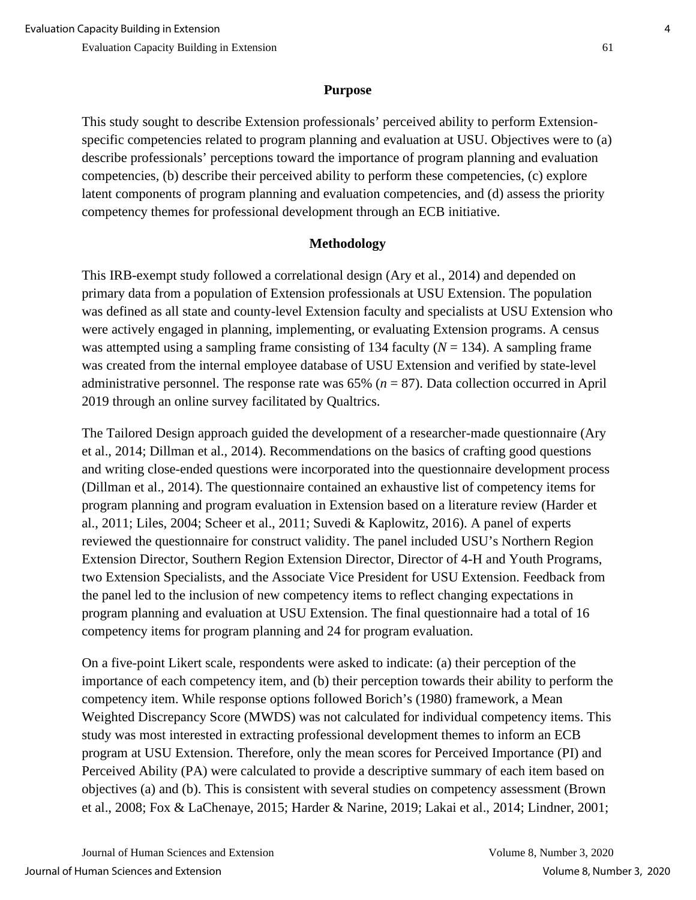## Purpose

This study sought to describe Extension professionals' perceived ability to perform Extension-specific competencies related to program planning and evaluation at USU. Objectives were to (a) describe professionals' perceptions toward the importance of program planning and evaluation competencies, (b) describe their perceived ability to perform these competencies, (c) explore latent components of program planning and evaluation competencies, and (d) assess the priority competency themes for professional development through an ECB initiative.

## Methodology

This IRB-exempt study followed a correlational design (Ary et al., 2014) and depended on primary data from a population of Extension professionals at USU Extension. The population was defined as all state and county-level Extension faculty and specialists at USU Extension who were actively engaged in planning, implementing, or evaluating Extension programs. A census was attempted using a sampling frame consisting of 134 faculty (*N* = 134). A sampling frame was created from the internal employee database of USU Extension and verified by state-level administrative personnel. The response rate was 65% (*n* = 87). Data collection occurred in April 2019 through an online survey facilitated by Qualtrics.

The Tailored Design approach guided the development of a researcher-made questionnaire (Ary et al., 2014; Dillman et al., 2014). Recommendations on the basics of crafting good questions and writing close-ended questions were incorporated into the questionnaire development process (Dillman et al., 2014). The questionnaire contained an exhaustive list of competency items for program planning and program evaluation in Extension based on a literature review (Harder et al., 2011; Liles, 2004; Scheer et al., 2011; Suvedi & Kaplowitz, 2016). A panel of experts reviewed the questionnaire for construct validity. The panel included USU's Northern Region Extension Director, Southern Region Extension Director, Director of 4-H and Youth Programs, two Extension Specialists, and the Associate Vice President for USU Extension. Feedback from the panel led to the inclusion of new competency items to reflect changing expectations in program planning and evaluation at USU Extension. The final questionnaire had a total of 16 competency items for program planning and 24 for program evaluation.

On a five-point Likert scale, respondents were asked to indicate: (a) their perception of the importance of each competency item, and (b) their perception towards their ability to perform the competency item. While response options followed Borich's (1980) framework, a Mean Weighted Discrepancy Score (MWDS) was not calculated for individual competency items. This study was most interested in extracting professional development themes to inform an ECB program at USU Extension. Therefore, only the mean scores for Perceived Importance (PI) and Perceived Ability (PA) were calculated to provide a descriptive summary of each item based on objectives (a) and (b). This is consistent with several studies on competency assessment (Brown et al., 2008; Fox & LaChenaye, 2015; Harder & Narine, 2019; Lakai et al., 2014; Lindner, 2001;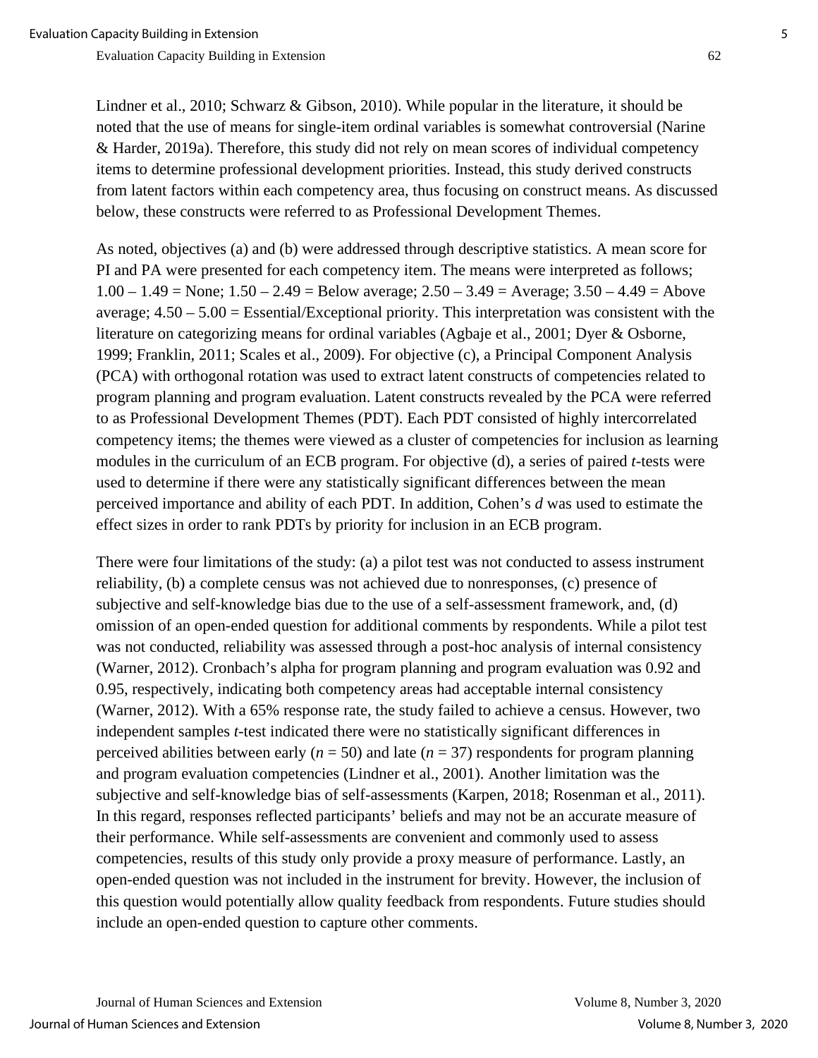Lindner et al., 2010; Schwarz & Gibson, 2010). While popular in the literature, it should be noted that the use of means for single-item ordinal variables is somewhat controversial (Narine & Harder, 2019a). Therefore, this study did not rely on mean scores of individual competency items to determine professional development priorities. Instead, this study derived constructs from latent factors within each competency area, thus focusing on construct means. As discussed below, these constructs were referred to as Professional Development Themes.

As noted, objectives (a) and (b) were addressed through descriptive statistics. A mean score for PI and PA were presented for each competency item. The means were interpreted as follows; 1.00 – 1.49 = None; 1.50 – 2.49 = Below average; 2.50 – 3.49 = Average; 3.50 – 4.49 = Above average; 4.50 – 5.00 = Essential/Exceptional priority. This interpretation was consistent with the literature on categorizing means for ordinal variables (Agbaje et al., 2001; Dyer & Osborne, 1999; Franklin, 2011; Scales et al., 2009). For objective (c), a Principal Component Analysis (PCA) with orthogonal rotation was used to extract latent constructs of competencies related to program planning and program evaluation. Latent constructs revealed by the PCA were referred to as Professional Development Themes (PDT). Each PDT consisted of highly intercorrelated competency items; the themes were viewed as a cluster of competencies for inclusion as learning modules in the curriculum of an ECB program. For objective (d), a series of paired *t*-tests were used to determine if there were any statistically significant differences between the mean perceived importance and ability of each PDT. In addition, Cohen's *d* was used to estimate the effect sizes in order to rank PDTs by priority for inclusion in an ECB program.

There were four limitations of the study: (a) a pilot test was not conducted to assess instrument reliability, (b) a complete census was not achieved due to nonresponses, (c) presence of subjective and self-knowledge bias due to the use of a self-assessment framework, and, (d) omission of an open-ended question for additional comments by respondents. While a pilot test was not conducted, reliability was assessed through a post-hoc analysis of internal consistency (Warner, 2012). Cronbach's alpha for program planning and program evaluation was 0.92 and 0.95, respectively, indicating both competency areas had acceptable internal consistency (Warner, 2012). With a 65% response rate, the study failed to achieve a census. However, two independent samples *t*-test indicated there were no statistically significant differences in perceived abilities between early ($n$ = 50) and late ($n$ = 37) respondents for program planning and program evaluation competencies (Lindner et al., 2001). Another limitation was the subjective and self-knowledge bias of self-assessments (Karpen, 2018; Rosenman et al., 2011). In this regard, responses reflected participants' beliefs and may not be an accurate measure of their performance. While self-assessments are convenient and commonly used to assess competencies, results of this study only provide a proxy measure of performance. Lastly, an open-ended question was not included in the instrument for brevity. However, the inclusion of this question would potentially allow quality feedback from respondents. Future studies should include an open-ended question to capture other comments.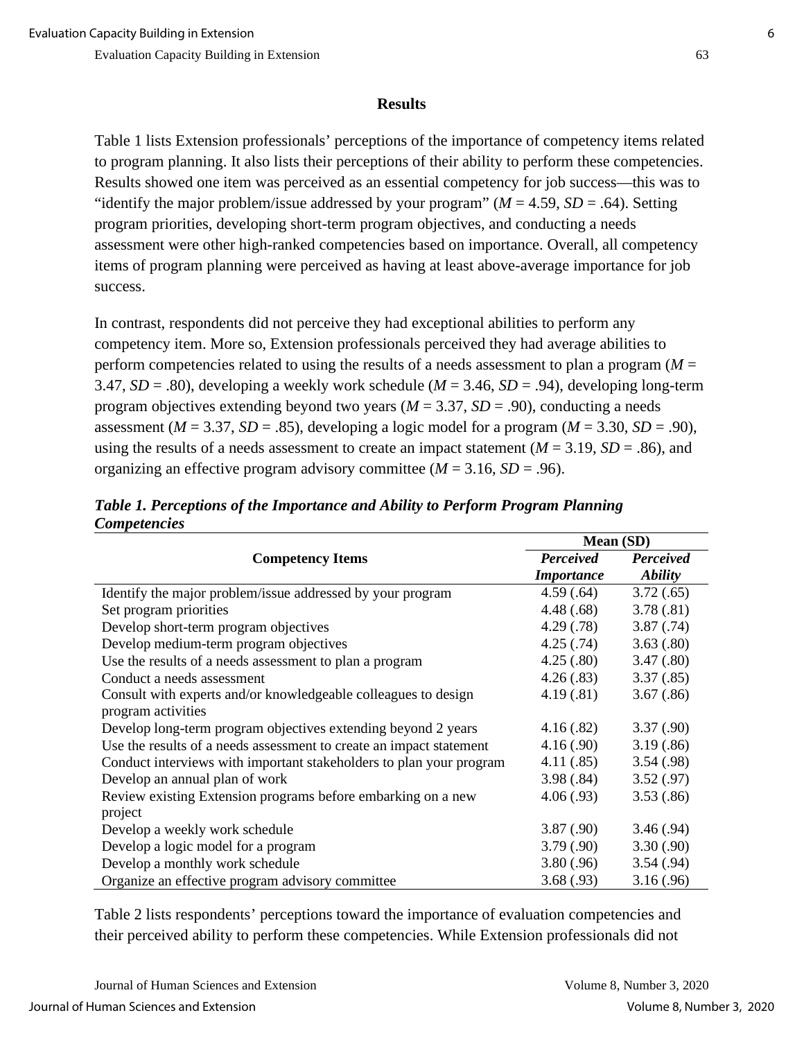## Results

Table 1 lists Extension professionals' perceptions of the importance of competency items related to program planning. It also lists their perceptions of their ability to perform these competencies. Results showed one item was perceived as an essential competency for job success—this was to "identify the major problem/issue addressed by your program" (*M* = 4.59, *SD* = .64). Setting program priorities, developing short-term program objectives, and conducting a needs assessment were other high-ranked competencies based on importance. Overall, all competency items of program planning were perceived as having at least above-average importance for job success.

In contrast, respondents did not perceive they had exceptional abilities to perform any competency item. More so, Extension professionals perceived they had average abilities to perform competencies related to using the results of a needs assessment to plan a program (*M* = 3.47, *SD* = .80), developing a weekly work schedule (*M* = 3.46, *SD* = .94), developing long-term program objectives extending beyond two years (*M* = 3.37, *SD* = .90), conducting a needs assessment (*M* = 3.37, *SD* = .85), developing a logic model for a program (*M* = 3.30, *SD* = .90), using the results of a needs assessment to create an impact statement (*M* = 3.19, *SD* = .86), and organizing an effective program advisory committee (*M* = 3.16, *SD* = .96).

***Table 1. Perceptions of the Importance and Ability to Perform Program Planning Competencies***

| Competency Items | Mean (SD) | |
|---|---|---|
| | ***Perceived Importance*** | ***Perceived Ability*** |
| Identify the major problem/issue addressed by your program | 4.59 (.64) | 3.72 (.65) |
| Set program priorities | 4.48 (.68) | 3.78 (.81) |
| Develop short-term program objectives | 4.29 (.78) | 3.87 (.74) |
| Develop medium-term program objectives | 4.25 (.74) | 3.63 (.80) |
| Use the results of a needs assessment to plan a program | 4.25 (.80) | 3.47 (.80) |
| Conduct a needs assessment | 4.26 (.83) | 3.37 (.85) |
| Consult with experts and/or knowledgeable colleagues to design program activities | 4.19 (.81) | 3.67 (.86) |
| Develop long-term program objectives extending beyond 2 years | 4.16 (.82) | 3.37 (.90) |
| Use the results of a needs assessment to create an impact statement | 4.16 (.90) | 3.19 (.86) |
| Conduct interviews with important stakeholders to plan your program | 4.11 (.85) | 3.54 (.98) |
| Develop an annual plan of work | 3.98 (.84) | 3.52 (.97) |
| Review existing Extension programs before embarking on a new project | 4.06 (.93) | 3.53 (.86) |
| Develop a weekly work schedule | 3.87 (.90) | 3.46 (.94) |
| Develop a logic model for a program | 3.79 (.90) | 3.30 (.90) |
| Develop a monthly work schedule | 3.80 (.96) | 3.54 (.94) |
| Organize an effective program advisory committee | 3.68 (.93) | 3.16 (.96) |

Table 2 lists respondents' perceptions toward the importance of evaluation competencies and their perceived ability to perform these competencies. While Extension professionals did not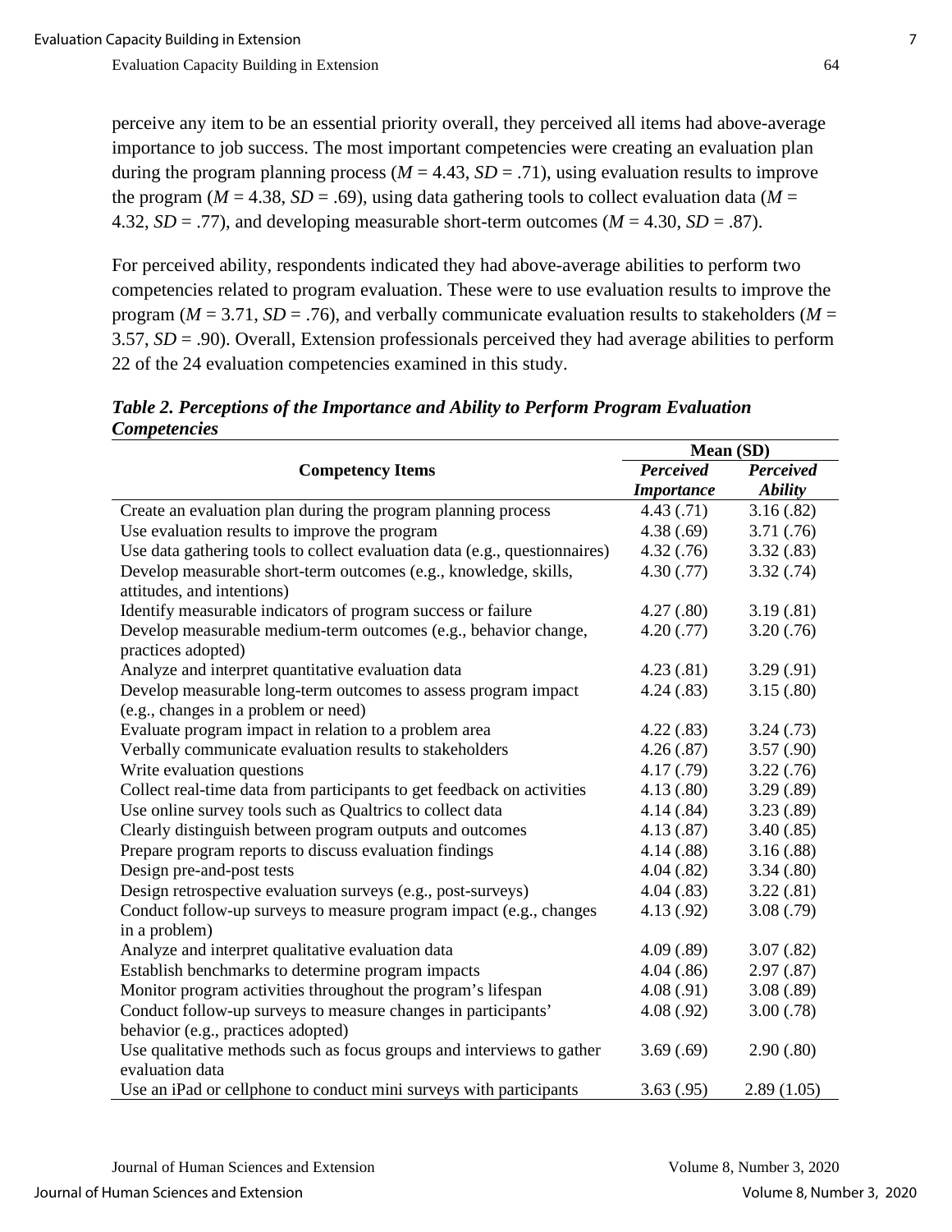perceive any item to be an essential priority overall, they perceived all items had above-average importance to job success. The most important competencies were creating an evaluation plan during the program planning process (*M* = 4.43, *SD* = .71), using evaluation results to improve the program (*M* = 4.38, *SD* = .69), using data gathering tools to collect evaluation data (*M* = 4.32, *SD* = .77), and developing measurable short-term outcomes (*M* = 4.30, *SD* = .87).

For perceived ability, respondents indicated they had above-average abilities to perform two competencies related to program evaluation. These were to use evaluation results to improve the program (*M* = 3.71, *SD* = .76), and verbally communicate evaluation results to stakeholders (*M* = 3.57, *SD* = .90). Overall, Extension professionals perceived they had average abilities to perform 22 of the 24 evaluation competencies examined in this study.

***Table 2. Perceptions of the Importance and Ability to Perform Program Evaluation Competencies***

| Competency Items | Mean (SD) | |
|---|---|---|
| | ***Perceived Importance*** | ***Perceived Ability*** |
| Create an evaluation plan during the program planning process | 4.43 (.71) | 3.16 (.82) |
| Use evaluation results to improve the program | 4.38 (.69) | 3.71 (.76) |
| Use data gathering tools to collect evaluation data (e.g., questionnaires) | 4.32 (.76) | 3.32 (.83) |
| Develop measurable short-term outcomes (e.g., knowledge, skills, attitudes, and intentions) | 4.30 (.77) | 3.32 (.74) |
| Identify measurable indicators of program success or failure | 4.27 (.80) | 3.19 (.81) |
| Develop measurable medium-term outcomes (e.g., behavior change, practices adopted) | 4.20 (.77) | 3.20 (.76) |
| Analyze and interpret quantitative evaluation data | 4.23 (.81) | 3.29 (.91) |
| Develop measurable long-term outcomes to assess program impact (e.g., changes in a problem or need) | 4.24 (.83) | 3.15 (.80) |
| Evaluate program impact in relation to a problem area | 4.22 (.83) | 3.24 (.73) |
| Verbally communicate evaluation results to stakeholders | 4.26 (.87) | 3.57 (.90) |
| Write evaluation questions | 4.17 (.79) | 3.22 (.76) |
| Collect real-time data from participants to get feedback on activities | 4.13 (.80) | 3.29 (.89) |
| Use online survey tools such as Qualtrics to collect data | 4.14 (.84) | 3.23 (.89) |
| Clearly distinguish between program outputs and outcomes | 4.13 (.87) | 3.40 (.85) |
| Prepare program reports to discuss evaluation findings | 4.14 (.88) | 3.16 (.88) |
| Design pre-and-post tests | 4.04 (.82) | 3.34 (.80) |
| Design retrospective evaluation surveys (e.g., post-surveys) | 4.04 (.83) | 3.22 (.81) |
| Conduct follow-up surveys to measure program impact (e.g., changes in a problem) | 4.13 (.92) | 3.08 (.79) |
| Analyze and interpret qualitative evaluation data | 4.09 (.89) | 3.07 (.82) |
| Establish benchmarks to determine program impacts | 4.04 (.86) | 2.97 (.87) |
| Monitor program activities throughout the program's lifespan | 4.08 (.91) | 3.08 (.89) |
| Conduct follow-up surveys to measure changes in participants' behavior (e.g., practices adopted) | 4.08 (.92) | 3.00 (.78) |
| Use qualitative methods such as focus groups and interviews to gather evaluation data | 3.69 (.69) | 2.90 (.80) |
| Use an iPad or cellphone to conduct mini surveys with participants | 3.63 (.95) | 2.89 (1.05) |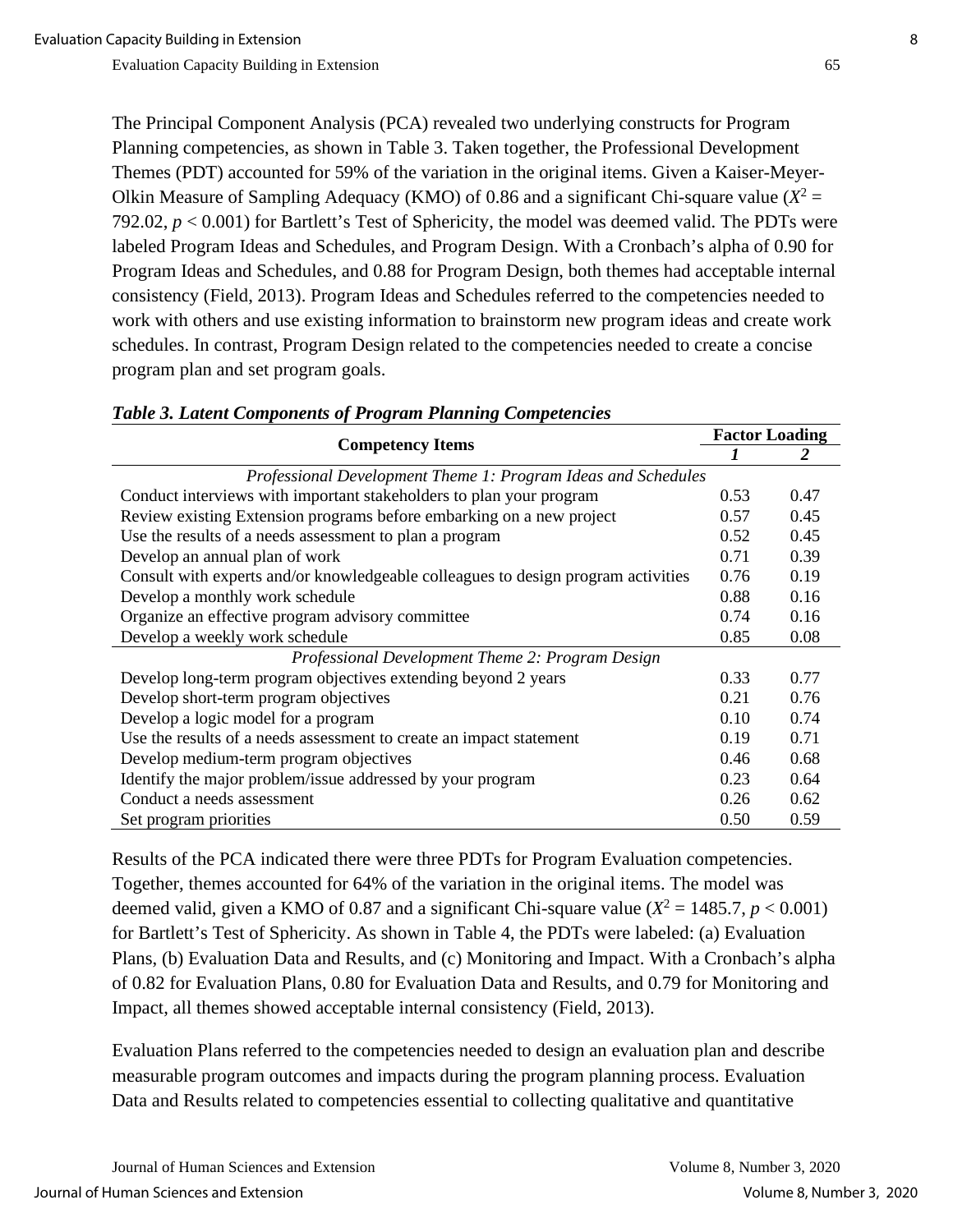The Principal Component Analysis (PCA) revealed two underlying constructs for Program Planning competencies, as shown in Table 3. Taken together, the Professional Development Themes (PDT) accounted for 59% of the variation in the original items. Given a Kaiser-Meyer-Olkin Measure of Sampling Adequacy (KMO) of 0.86 and a significant Chi-square value ($X^2$ = 792.02, $p < 0.001$) for Bartlett's Test of Sphericity, the model was deemed valid. The PDTs were labeled Program Ideas and Schedules, and Program Design. With a Cronbach's alpha of 0.90 for Program Ideas and Schedules, and 0.88 for Program Design, both themes had acceptable internal consistency (Field, 2013). Program Ideas and Schedules referred to the competencies needed to work with others and use existing information to brainstorm new program ideas and create work schedules. In contrast, Program Design related to the competencies needed to create a concise program plan and set program goals.

***Table 3. Latent Components of Program Planning Competencies***

| Competency Items | Factor Loading | |
|---|---|---|
| | ***1*** | ***2*** |
| *Professional Development Theme 1: Program Ideas and Schedules* | | |
| Conduct interviews with important stakeholders to plan your program | 0.53 | 0.47 |
| Review existing Extension programs before embarking on a new project | 0.57 | 0.45 |
| Use the results of a needs assessment to plan a program | 0.52 | 0.45 |
| Develop an annual plan of work | 0.71 | 0.39 |
| Consult with experts and/or knowledgeable colleagues to design program activities | 0.76 | 0.19 |
| Develop a monthly work schedule | 0.88 | 0.16 |
| Organize an effective program advisory committee | 0.74 | 0.16 |
| Develop a weekly work schedule | 0.85 | 0.08 |
| *Professional Development Theme 2: Program Design* | | |
| Develop long-term program objectives extending beyond 2 years | 0.33 | 0.77 |
| Develop short-term program objectives | 0.21 | 0.76 |
| Develop a logic model for a program | 0.10 | 0.74 |
| Use the results of a needs assessment to create an impact statement | 0.19 | 0.71 |
| Develop medium-term program objectives | 0.46 | 0.68 |
| Identify the major problem/issue addressed by your program | 0.23 | 0.64 |
| Conduct a needs assessment | 0.26 | 0.62 |
| Set program priorities | 0.50 | 0.59 |

Results of the PCA indicated there were three PDTs for Program Evaluation competencies. Together, themes accounted for 64% of the variation in the original items. The model was deemed valid, given a KMO of 0.87 and a significant Chi-square value ($X^2$ = 1485.7, $p < 0.001$) for Bartlett's Test of Sphericity. As shown in Table 4, the PDTs were labeled: (a) Evaluation Plans, (b) Evaluation Data and Results, and (c) Monitoring and Impact. With a Cronbach's alpha of 0.82 for Evaluation Plans, 0.80 for Evaluation Data and Results, and 0.79 for Monitoring and Impact, all themes showed acceptable internal consistency (Field, 2013).

Evaluation Plans referred to the competencies needed to design an evaluation plan and describe measurable program outcomes and impacts during the program planning process. Evaluation Data and Results related to competencies essential to collecting qualitative and quantitative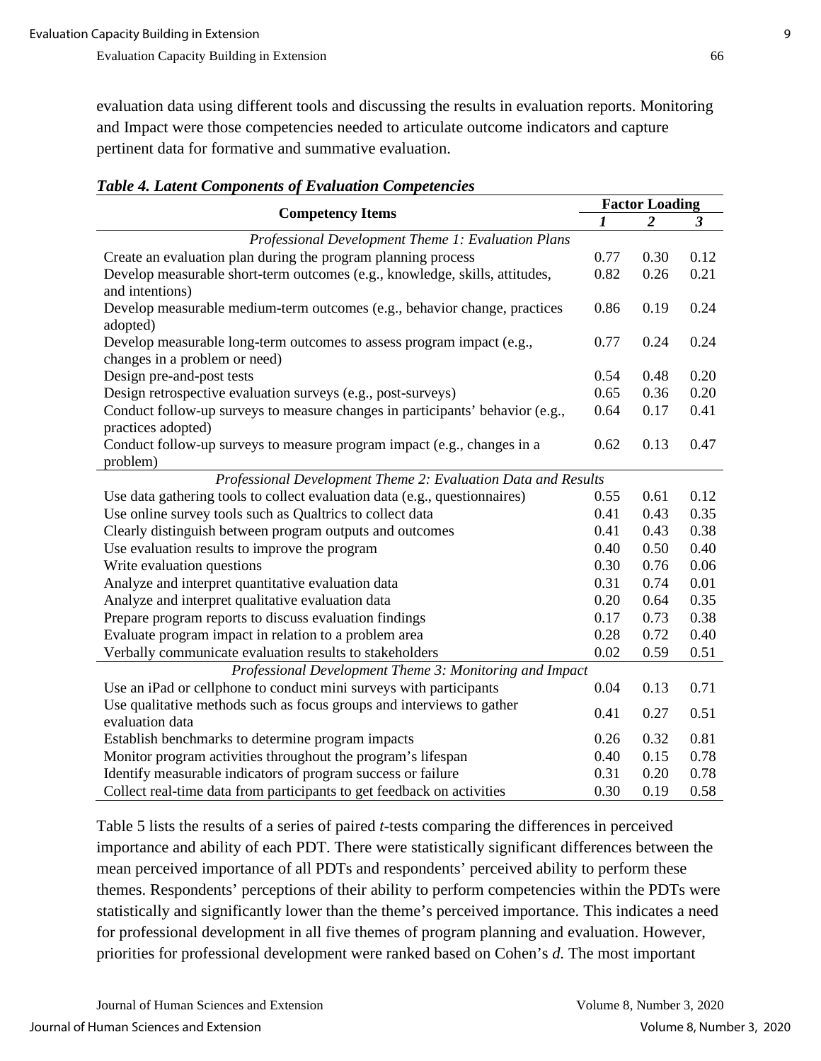evaluation data using different tools and discussing the results in evaluation reports. Monitoring and Impact were those competencies needed to articulate outcome indicators and capture pertinent data for formative and summative evaluation.

***Table 4. Latent Components of Evaluation Competencies***

| Competency Items | Factor Loading | | |
|---|---|---|---|
| | ***1*** | ***2*** | ***3*** |
| *Professional Development Theme 1: Evaluation Plans* | | | |
| Create an evaluation plan during the program planning process | 0.77 | 0.30 | 0.12 |
| Develop measurable short-term outcomes (e.g., knowledge, skills, attitudes, and intentions) | 0.82 | 0.26 | 0.21 |
| Develop measurable medium-term outcomes (e.g., behavior change, practices adopted) | 0.86 | 0.19 | 0.24 |
| Develop measurable long-term outcomes to assess program impact (e.g., changes in a problem or need) | 0.77 | 0.24 | 0.24 |
| Design pre-and-post tests | 0.54 | 0.48 | 0.20 |
| Design retrospective evaluation surveys (e.g., post-surveys) | 0.65 | 0.36 | 0.20 |
| Conduct follow-up surveys to measure changes in participants' behavior (e.g., practices adopted) | 0.64 | 0.17 | 0.41 |
| Conduct follow-up surveys to measure program impact (e.g., changes in a problem) | 0.62 | 0.13 | 0.47 |
| *Professional Development Theme 2: Evaluation Data and Results* | | | |
| Use data gathering tools to collect evaluation data (e.g., questionnaires) | 0.55 | 0.61 | 0.12 |
| Use online survey tools such as Qualtrics to collect data | 0.41 | 0.43 | 0.35 |
| Clearly distinguish between program outputs and outcomes | 0.41 | 0.43 | 0.38 |
| Use evaluation results to improve the program | 0.40 | 0.50 | 0.40 |
| Write evaluation questions | 0.30 | 0.76 | 0.06 |
| Analyze and interpret quantitative evaluation data | 0.31 | 0.74 | 0.01 |
| Analyze and interpret qualitative evaluation data | 0.20 | 0.64 | 0.35 |
| Prepare program reports to discuss evaluation findings | 0.17 | 0.73 | 0.38 |
| Evaluate program impact in relation to a problem area | 0.28 | 0.72 | 0.40 |
| Verbally communicate evaluation results to stakeholders | 0.02 | 0.59 | 0.51 |
| *Professional Development Theme 3: Monitoring and Impact* | | | |
| Use an iPad or cellphone to conduct mini surveys with participants | 0.04 | 0.13 | 0.71 |
| Use qualitative methods such as focus groups and interviews to gather evaluation data | 0.41 | 0.27 | 0.51 |
| Establish benchmarks to determine program impacts | 0.26 | 0.32 | 0.81 |
| Monitor program activities throughout the program's lifespan | 0.40 | 0.15 | 0.78 |
| Identify measurable indicators of program success or failure | 0.31 | 0.20 | 0.78 |
| Collect real-time data from participants to get feedback on activities | 0.30 | 0.19 | 0.58 |

Table 5 lists the results of a series of paired *t*-tests comparing the differences in perceived importance and ability of each PDT. There were statistically significant differences between the mean perceived importance of all PDTs and respondents' perceived ability to perform these themes. Respondents' perceptions of their ability to perform competencies within the PDTs were statistically and significantly lower than the theme's perceived importance. This indicates a need for professional development in all five themes of program planning and evaluation. However, priorities for professional development were ranked based on Cohen's *d.* The most important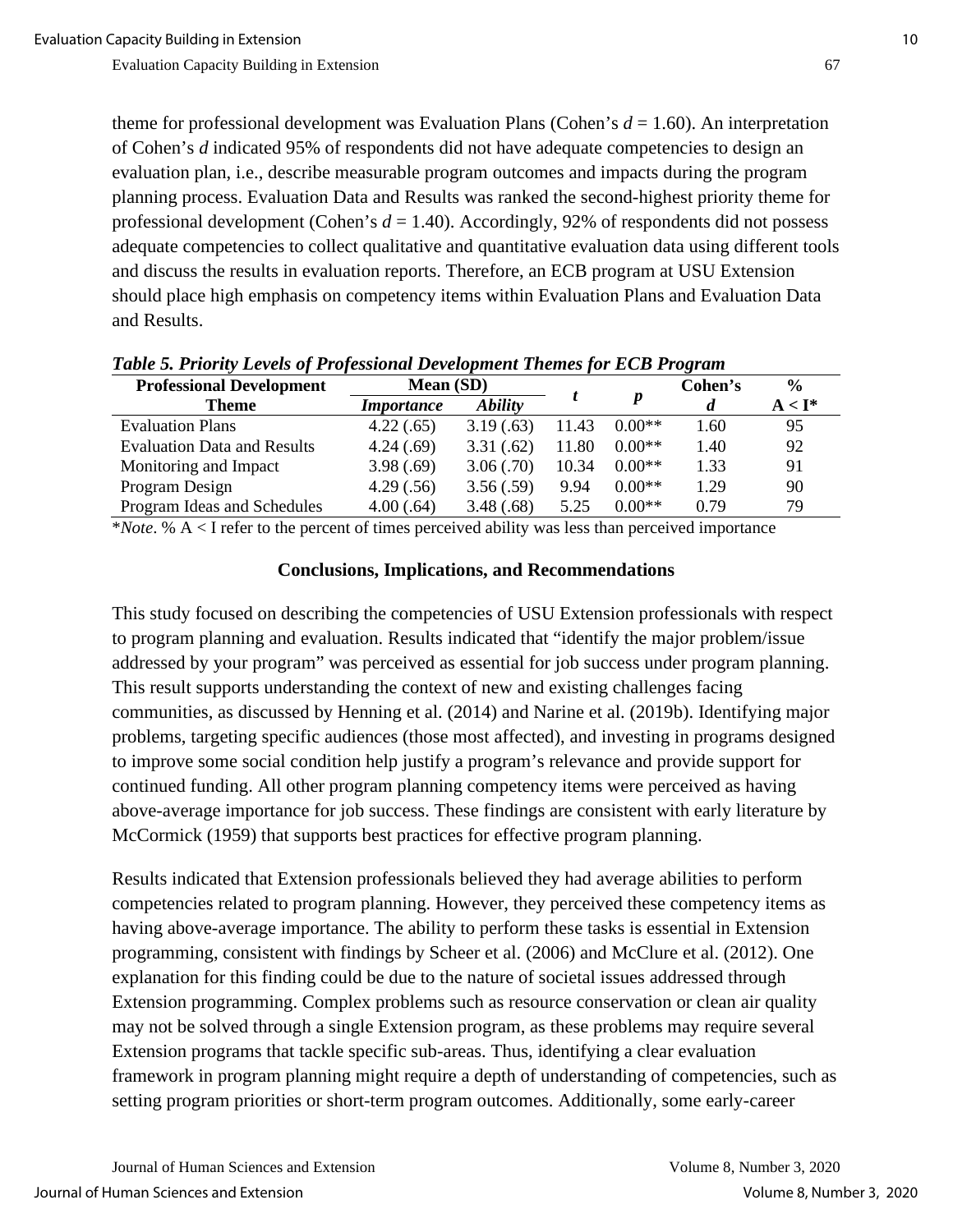theme for professional development was Evaluation Plans (Cohen's $d$ = 1.60). An interpretation of Cohen's $d$ indicated 95% of respondents did not have adequate competencies to design an evaluation plan, i.e., describe measurable program outcomes and impacts during the program planning process. Evaluation Data and Results was ranked the second-highest priority theme for professional development (Cohen's $d$ = 1.40). Accordingly, 92% of respondents did not possess adequate competencies to collect qualitative and quantitative evaluation data using different tools and discuss the results in evaluation reports. Therefore, an ECB program at USU Extension should place high emphasis on competency items within Evaluation Plans and Evaluation Data and Results.

***Table 5. Priority Levels of Professional Development Themes for ECB Program***

| Professional Development Theme | Mean (SD) | | $t$ | $p$ | Cohen's $d$ | % A < I* |
|---|---|---|---|---|---|---|
| | *Importance* | *Ability* | | | | |
| Evaluation Plans | 4.22 (.65) | 3.19 (.63) | 11.43 | 0.00** | 1.60 | 95 |
| Evaluation Data and Results | 4.24 (.69) | 3.31 (.62) | 11.80 | 0.00** | 1.40 | 92 |
| Monitoring and Impact | 3.98 (.69) | 3.06 (.70) | 10.34 | 0.00** | 1.33 | 91 |
| Program Design | 4.29 (.56) | 3.56 (.59) | 9.94 | 0.00** | 1.29 | 90 |
| Program Ideas and Schedules | 4.00 (.64) | 3.48 (.68) | 5.25 | 0.00** | 0.79 | 79 |

\**Note*. % A < I refer to the percent of times perceived ability was less than perceived importance

## Conclusions, Implications, and Recommendations

This study focused on describing the competencies of USU Extension professionals with respect to program planning and evaluation. Results indicated that "identify the major problem/issue addressed by your program" was perceived as essential for job success under program planning. This result supports understanding the context of new and existing challenges facing communities, as discussed by Henning et al. (2014) and Narine et al. (2019b). Identifying major problems, targeting specific audiences (those most affected), and investing in programs designed to improve some social condition help justify a program's relevance and provide support for continued funding. All other program planning competency items were perceived as having above-average importance for job success. These findings are consistent with early literature by McCormick (1959) that supports best practices for effective program planning.

Results indicated that Extension professionals believed they had average abilities to perform competencies related to program planning. However, they perceived these competency items as having above-average importance. The ability to perform these tasks is essential in Extension programming, consistent with findings by Scheer et al. (2006) and McClure et al. (2012). One explanation for this finding could be due to the nature of societal issues addressed through Extension programming. Complex problems such as resource conservation or clean air quality may not be solved through a single Extension program, as these problems may require several Extension programs that tackle specific sub-areas. Thus, identifying a clear evaluation framework in program planning might require a depth of understanding of competencies, such as setting program priorities or short-term program outcomes. Additionally, some early-career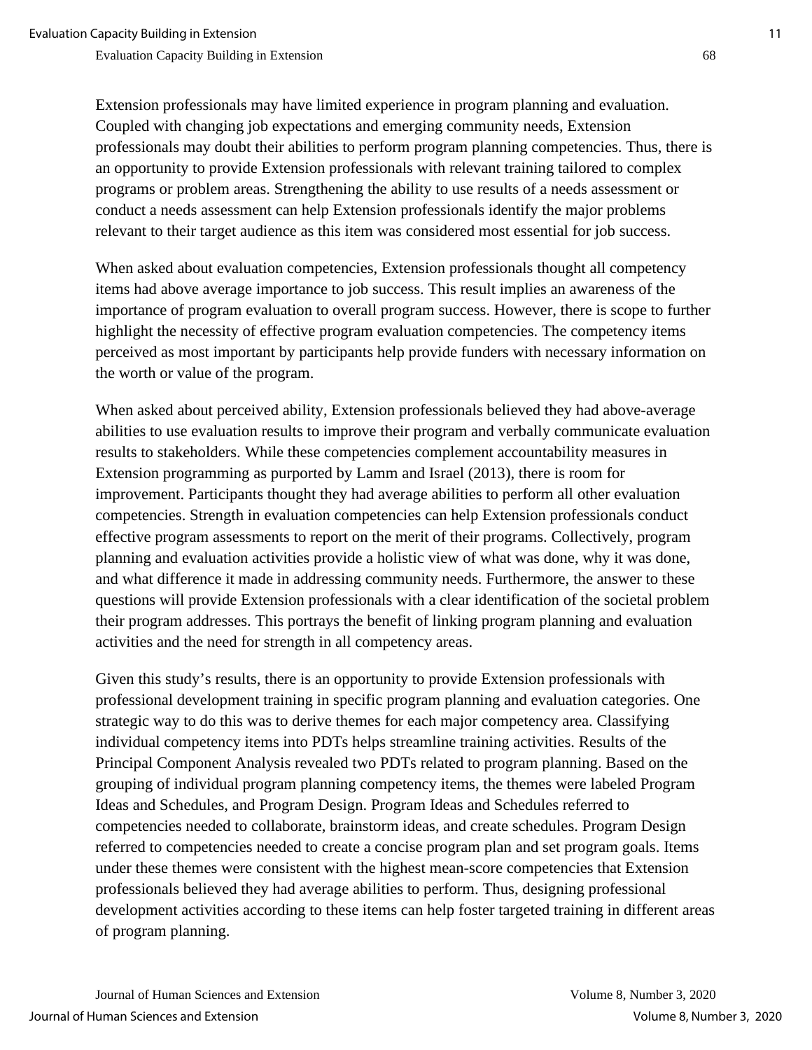Extension professionals may have limited experience in program planning and evaluation. Coupled with changing job expectations and emerging community needs, Extension professionals may doubt their abilities to perform program planning competencies. Thus, there is an opportunity to provide Extension professionals with relevant training tailored to complex programs or problem areas. Strengthening the ability to use results of a needs assessment or conduct a needs assessment can help Extension professionals identify the major problems relevant to their target audience as this item was considered most essential for job success.

When asked about evaluation competencies, Extension professionals thought all competency items had above average importance to job success. This result implies an awareness of the importance of program evaluation to overall program success. However, there is scope to further highlight the necessity of effective program evaluation competencies. The competency items perceived as most important by participants help provide funders with necessary information on the worth or value of the program.

When asked about perceived ability, Extension professionals believed they had above-average abilities to use evaluation results to improve their program and verbally communicate evaluation results to stakeholders. While these competencies complement accountability measures in Extension programming as purported by Lamm and Israel (2013), there is room for improvement. Participants thought they had average abilities to perform all other evaluation competencies. Strength in evaluation competencies can help Extension professionals conduct effective program assessments to report on the merit of their programs. Collectively, program planning and evaluation activities provide a holistic view of what was done, why it was done, and what difference it made in addressing community needs. Furthermore, the answer to these questions will provide Extension professionals with a clear identification of the societal problem their program addresses. This portrays the benefit of linking program planning and evaluation activities and the need for strength in all competency areas.

Given this study's results, there is an opportunity to provide Extension professionals with professional development training in specific program planning and evaluation categories. One strategic way to do this was to derive themes for each major competency area. Classifying individual competency items into PDTs helps streamline training activities. Results of the Principal Component Analysis revealed two PDTs related to program planning. Based on the grouping of individual program planning competency items, the themes were labeled Program Ideas and Schedules, and Program Design. Program Ideas and Schedules referred to competencies needed to collaborate, brainstorm ideas, and create schedules. Program Design referred to competencies needed to create a concise program plan and set program goals. Items under these themes were consistent with the highest mean-score competencies that Extension professionals believed they had average abilities to perform. Thus, designing professional development activities according to these items can help foster targeted training in different areas of program planning.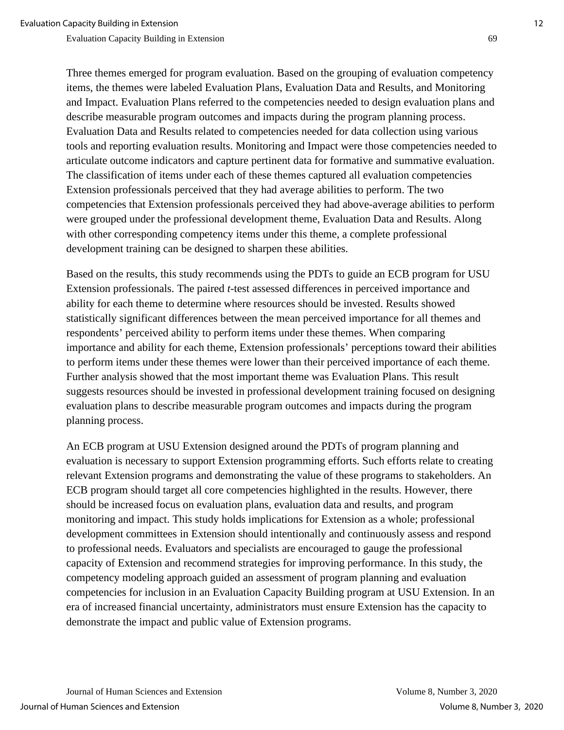Three themes emerged for program evaluation. Based on the grouping of evaluation competency items, the themes were labeled Evaluation Plans, Evaluation Data and Results, and Monitoring and Impact. Evaluation Plans referred to the competencies needed to design evaluation plans and describe measurable program outcomes and impacts during the program planning process. Evaluation Data and Results related to competencies needed for data collection using various tools and reporting evaluation results. Monitoring and Impact were those competencies needed to articulate outcome indicators and capture pertinent data for formative and summative evaluation. The classification of items under each of these themes captured all evaluation competencies Extension professionals perceived that they had average abilities to perform. The two competencies that Extension professionals perceived they had above-average abilities to perform were grouped under the professional development theme, Evaluation Data and Results. Along with other corresponding competency items under this theme, a complete professional development training can be designed to sharpen these abilities.

Based on the results, this study recommends using the PDTs to guide an ECB program for USU Extension professionals. The paired *t*-test assessed differences in perceived importance and ability for each theme to determine where resources should be invested. Results showed statistically significant differences between the mean perceived importance for all themes and respondents' perceived ability to perform items under these themes. When comparing importance and ability for each theme, Extension professionals' perceptions toward their abilities to perform items under these themes were lower than their perceived importance of each theme. Further analysis showed that the most important theme was Evaluation Plans. This result suggests resources should be invested in professional development training focused on designing evaluation plans to describe measurable program outcomes and impacts during the program planning process.

An ECB program at USU Extension designed around the PDTs of program planning and evaluation is necessary to support Extension programming efforts. Such efforts relate to creating relevant Extension programs and demonstrating the value of these programs to stakeholders. An ECB program should target all core competencies highlighted in the results. However, there should be increased focus on evaluation plans, evaluation data and results, and program monitoring and impact. This study holds implications for Extension as a whole; professional development committees in Extension should intentionally and continuously assess and respond to professional needs. Evaluators and specialists are encouraged to gauge the professional capacity of Extension and recommend strategies for improving performance. In this study, the competency modeling approach guided an assessment of program planning and evaluation competencies for inclusion in an Evaluation Capacity Building program at USU Extension. In an era of increased financial uncertainty, administrators must ensure Extension has the capacity to demonstrate the impact and public value of Extension programs.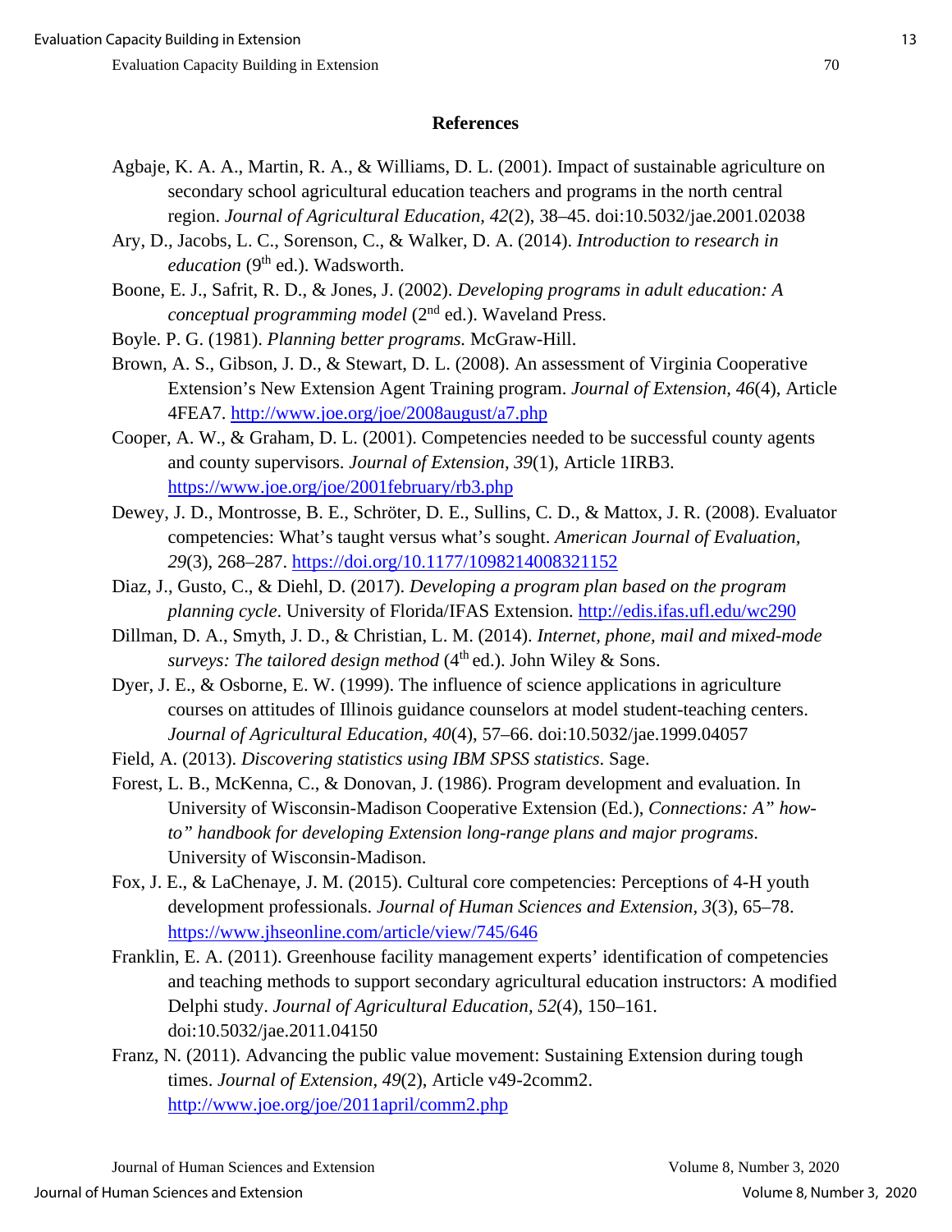## References

Agbaje, K. A. A., Martin, R. A., & Williams, D. L. (2001). Impact of sustainable agriculture on secondary school agricultural education teachers and programs in the north central region. *Journal of Agricultural Education, 42*(2), 38–45. doi:10.5032/jae.2001.02038

Ary, D., Jacobs, L. C., Sorenson, C., & Walker, D. A. (2014). *Introduction to research in education* (9th ed.). Wadsworth.

Boone, E. J., Safrit, R. D., & Jones, J. (2002). *Developing programs in adult education: A conceptual programming model* (2nd ed.). Waveland Press.

Boyle. P. G. (1981). *Planning better programs.* McGraw-Hill.

Brown, A. S., Gibson, J. D., & Stewart, D. L. (2008). An assessment of Virginia Cooperative Extension's New Extension Agent Training program. *Journal of Extension, 46*(4), Article 4FEA7. http://www.joe.org/joe/2008august/a7.php

Cooper, A. W., & Graham, D. L. (2001). Competencies needed to be successful county agents and county supervisors. *Journal of Extension, 39*(1), Article 1IRB3. https://www.joe.org/joe/2001february/rb3.php

Dewey, J. D., Montrosse, B. E., Schröter, D. E., Sullins, C. D., & Mattox, J. R. (2008). Evaluator competencies: What's taught versus what's sought. *American Journal of Evaluation, 29*(3), 268–287. https://doi.org/10.1177/1098214008321152

Diaz, J., Gusto, C., & Diehl, D. (2017). *Developing a program plan based on the program planning cycle*. University of Florida/IFAS Extension. http://edis.ifas.ufl.edu/wc290

Dillman, D. A., Smyth, J. D., & Christian, L. M. (2014). *Internet, phone, mail and mixed-mode surveys: The tailored design method* (4th ed.). John Wiley & Sons.

Dyer, J. E., & Osborne, E. W. (1999). The influence of science applications in agriculture courses on attitudes of Illinois guidance counselors at model student-teaching centers. *Journal of Agricultural Education, 40*(4), 57–66. doi:10.5032/jae.1999.04057

Field, A. (2013). *Discovering statistics using IBM SPSS statistics.* Sage.

Forest, L. B., McKenna, C., & Donovan, J. (1986). Program development and evaluation. In University of Wisconsin-Madison Cooperative Extension (Ed.), *Connections: A" how-to" handbook for developing Extension long-range plans and major programs*. University of Wisconsin-Madison.

Fox, J. E., & LaChenaye, J. M. (2015). Cultural core competencies: Perceptions of 4-H youth development professionals. *Journal of Human Sciences and Extension, 3*(3), 65–78. https://www.jhseonline.com/article/view/745/646

Franklin, E. A. (2011). Greenhouse facility management experts' identification of competencies and teaching methods to support secondary agricultural education instructors: A modified Delphi study. *Journal of Agricultural Education, 52*(4), 150–161. doi:10.5032/jae.2011.04150

Franz, N. (2011). Advancing the public value movement: Sustaining Extension during tough times. *Journal of Extension, 49*(2), Article v49-2comm2. http://www.joe.org/joe/2011april/comm2.php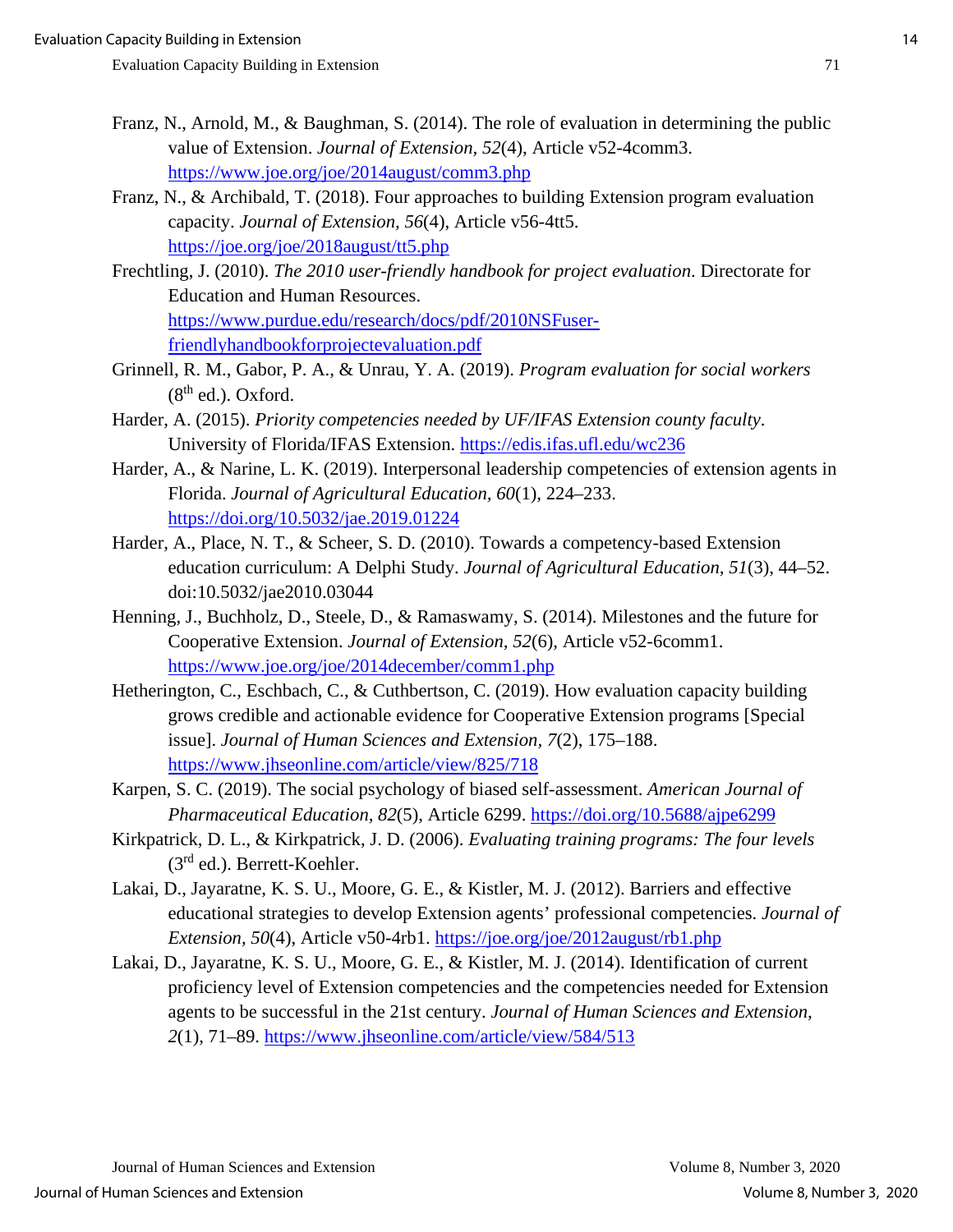Franz, N., Arnold, M., & Baughman, S. (2014). The role of evaluation in determining the public value of Extension. *Journal of Extension, 52*(4), Article v52-4comm3. https://www.joe.org/joe/2014august/comm3.php

Franz, N., & Archibald, T. (2018). Four approaches to building Extension program evaluation capacity. *Journal of Extension, 56*(4), Article v56-4tt5. https://joe.org/joe/2018august/tt5.php

Frechtling, J. (2010). *The 2010 user-friendly handbook for project evaluation*. Directorate for Education and Human Resources. https://www.purdue.edu/research/docs/pdf/2010NSFuser-friendlyhandbookforprojectevaluation.pdf

Grinnell, R. M., Gabor, P. A., & Unrau, Y. A. (2019). *Program evaluation for social workers* (8th ed.). Oxford.

Harder, A. (2015). *Priority competencies needed by UF/IFAS Extension county faculty*. University of Florida/IFAS Extension. https://edis.ifas.ufl.edu/wc236

Harder, A., & Narine, L. K. (2019). Interpersonal leadership competencies of extension agents in Florida. *Journal of Agricultural Education, 60*(1), 224–233. https://doi.org/10.5032/jae.2019.01224

Harder, A., Place, N. T., & Scheer, S. D. (2010). Towards a competency-based Extension education curriculum: A Delphi Study. *Journal of Agricultural Education, 51*(3), 44–52. doi:10.5032/jae2010.03044

Henning, J., Buchholz, D., Steele, D., & Ramaswamy, S. (2014). Milestones and the future for Cooperative Extension. *Journal of Extension, 52*(6), Article v52-6comm1. https://www.joe.org/joe/2014december/comm1.php

Hetherington, C., Eschbach, C., & Cuthbertson, C. (2019). How evaluation capacity building grows credible and actionable evidence for Cooperative Extension programs [Special issue]. *Journal of Human Sciences and Extension, 7*(2), 175–188. https://www.jhseonline.com/article/view/825/718

Karpen, S. C. (2019). The social psychology of biased self-assessment. *American Journal of Pharmaceutical Education, 82*(5), Article 6299. https://doi.org/10.5688/ajpe6299

Kirkpatrick, D. L., & Kirkpatrick, J. D. (2006). *Evaluating training programs: The four levels* (3rd ed.). Berrett-Koehler.

Lakai, D., Jayaratne, K. S. U., Moore, G. E., & Kistler, M. J. (2012). Barriers and effective educational strategies to develop Extension agents' professional competencies. *Journal of Extension, 50*(4), Article v50-4rb1. https://joe.org/joe/2012august/rb1.php

Lakai, D., Jayaratne, K. S. U., Moore, G. E., & Kistler, M. J. (2014). Identification of current proficiency level of Extension competencies and the competencies needed for Extension agents to be successful in the 21st century. *Journal of Human Sciences and Extension, 2*(1), 71–89. https://www.jhseonline.com/article/view/584/513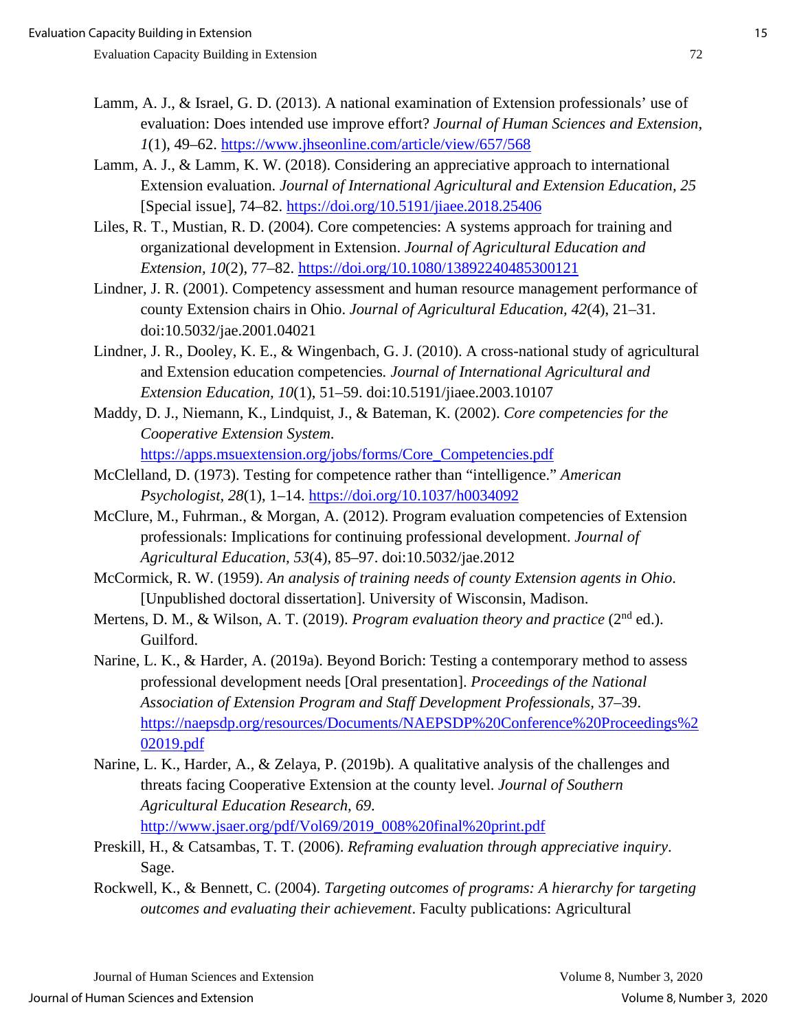Lamm, A. J., & Israel, G. D. (2013). A national examination of Extension professionals' use of evaluation: Does intended use improve effort? *Journal of Human Sciences and Extension, 1*(1), 49–62. https://www.jhseonline.com/article/view/657/568

Lamm, A. J., & Lamm, K. W. (2018). Considering an appreciative approach to international Extension evaluation. *Journal of International Agricultural and Extension Education, 25* [Special issue], 74–82. https://doi.org/10.5191/jiaee.2018.25406

Liles, R. T., Mustian, R. D. (2004). Core competencies: A systems approach for training and organizational development in Extension. *Journal of Agricultural Education and Extension, 10*(2), 77–82. https://doi.org/10.1080/13892240485300121

Lindner, J. R. (2001). Competency assessment and human resource management performance of county Extension chairs in Ohio. *Journal of Agricultural Education, 42*(4), 21–31. doi:10.5032/jae.2001.04021

Lindner, J. R., Dooley, K. E., & Wingenbach, G. J. (2010). A cross-national study of agricultural and Extension education competencies. *Journal of International Agricultural and Extension Education, 10*(1), 51–59. doi:10.5191/jiaee.2003.10107

Maddy, D. J., Niemann, K., Lindquist, J., & Bateman, K. (2002). *Core competencies for the Cooperative Extension System.* https://apps.msuextension.org/jobs/forms/Core_Competencies.pdf

McClelland, D. (1973). Testing for competence rather than "intelligence." *American Psychologist, 28*(1), 1–14. https://doi.org/10.1037/h0034092

McClure, M., Fuhrman., & Morgan, A. (2012). Program evaluation competencies of Extension professionals: Implications for continuing professional development. *Journal of Agricultural Education, 53*(4), 85–97. doi:10.5032/jae.2012

McCormick, R. W. (1959). *An analysis of training needs of county Extension agents in Ohio*. [Unpublished doctoral dissertation]. University of Wisconsin, Madison.

Mertens, D. M., & Wilson, A. T. (2019). *Program evaluation theory and practice* (2nd ed.). Guilford.

Narine, L. K., & Harder, A. (2019a). Beyond Borich: Testing a contemporary method to assess professional development needs [Oral presentation]. *Proceedings of the National Association of Extension Program and Staff Development Professionals*, 37–39. https://naepsdp.org/resources/Documents/NAEPSDP%20Conference%20Proceedings%202019.pdf

Narine, L. K., Harder, A., & Zelaya, P. (2019b). A qualitative analysis of the challenges and threats facing Cooperative Extension at the county level. *Journal of Southern Agricultural Education Research, 69*. http://www.jsaer.org/pdf/Vol69/2019_008%20final%20print.pdf

Preskill, H., & Catsambas, T. T. (2006). *Reframing evaluation through appreciative inquiry*. Sage.

Rockwell, K., & Bennett, C. (2004). *Targeting outcomes of programs: A hierarchy for targeting outcomes and evaluating their achievement*. Faculty publications: Agricultural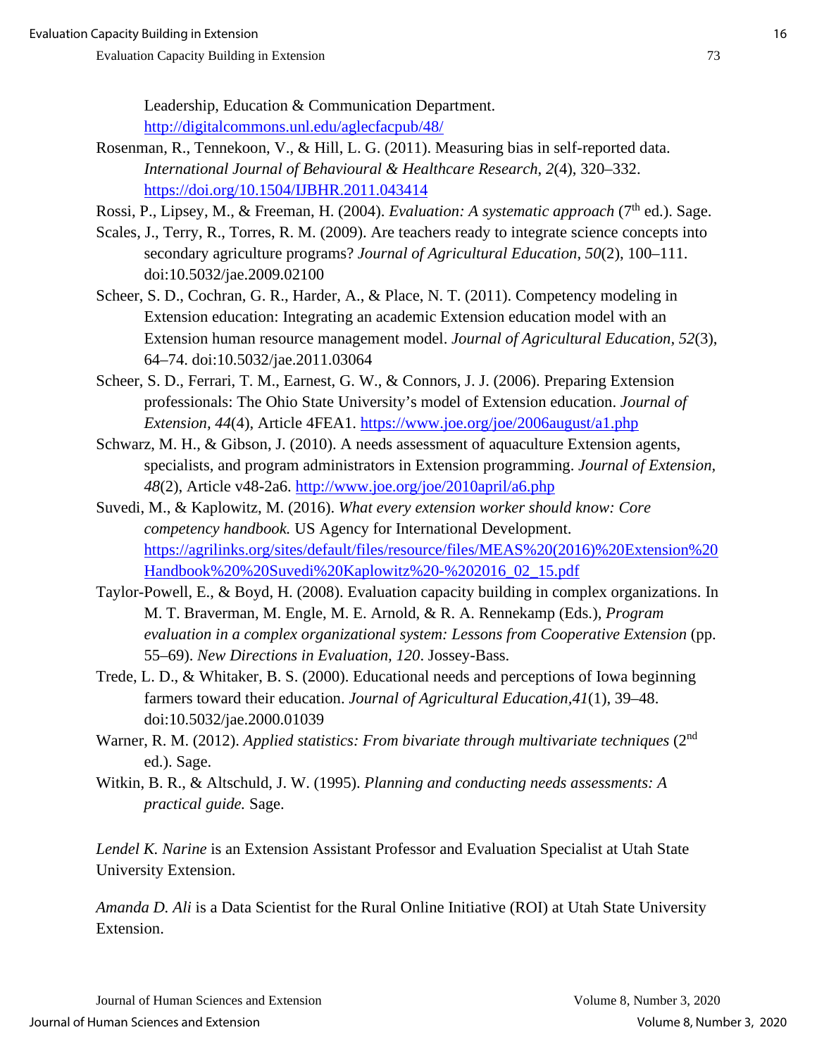Leadership, Education & Communication Department. http://digitalcommons.unl.edu/aglecfacpub/48/

Rosenman, R., Tennekoon, V., & Hill, L. G. (2011). Measuring bias in self-reported data. *International Journal of Behavioural & Healthcare Research*, *2*(4), 320–332. https://doi.org/10.1504/IJBHR.2011.043414

Rossi, P., Lipsey, M., & Freeman, H. (2004). *Evaluation: A systematic approach* (7th ed.). Sage.

Scales, J., Terry, R., Torres, R. M. (2009). Are teachers ready to integrate science concepts into secondary agriculture programs? *Journal of Agricultural Education*, *50*(2), 100–111. doi:10.5032/jae.2009.02100

Scheer, S. D., Cochran, G. R., Harder, A., & Place, N. T. (2011). Competency modeling in Extension education: Integrating an academic Extension education model with an Extension human resource management model. *Journal of Agricultural Education*, *52*(3), 64–74. doi:10.5032/jae.2011.03064

Scheer, S. D., Ferrari, T. M., Earnest, G. W., & Connors, J. J. (2006). Preparing Extension professionals: The Ohio State University's model of Extension education. *Journal of Extension, 44*(4), Article 4FEA1. https://www.joe.org/joe/2006august/a1.php

Schwarz, M. H., & Gibson, J. (2010). A needs assessment of aquaculture Extension agents, specialists, and program administrators in Extension programming. *Journal of Extension*, *48*(2), Article v48-2a6. http://www.joe.org/joe/2010april/a6.php

Suvedi, M., & Kaplowitz, M. (2016). *What every extension worker should know: Core competency handbook.* US Agency for International Development. https://agrilinks.org/sites/default/files/resource/files/MEAS%20(2016)%20Extension%20Handbook%20%20Suvedi%20Kaplowitz%20-%202016_02_15.pdf

Taylor-Powell, E., & Boyd, H. (2008). Evaluation capacity building in complex organizations. In M. T. Braverman, M. Engle, M. E. Arnold, & R. A. Rennekamp (Eds.), *Program evaluation in a complex organizational system: Lessons from Cooperative Extension* (pp. 55–69). *New Directions in Evaluation, 120*. Jossey-Bass.

Trede, L. D., & Whitaker, B. S. (2000). Educational needs and perceptions of Iowa beginning farmers toward their education. *Journal of Agricultural Education,41*(1), 39–48. doi:10.5032/jae.2000.01039

Warner, R. M. (2012). *Applied statistics: From bivariate through multivariate techniques* (2nd ed.). Sage.

Witkin, B. R., & Altschuld, J. W. (1995). *Planning and conducting needs assessments: A practical guide.* Sage.

*Lendel K. Narine* is an Extension Assistant Professor and Evaluation Specialist at Utah State University Extension.

*Amanda D. Ali* is a Data Scientist for the Rural Online Initiative (ROI) at Utah State University Extension.